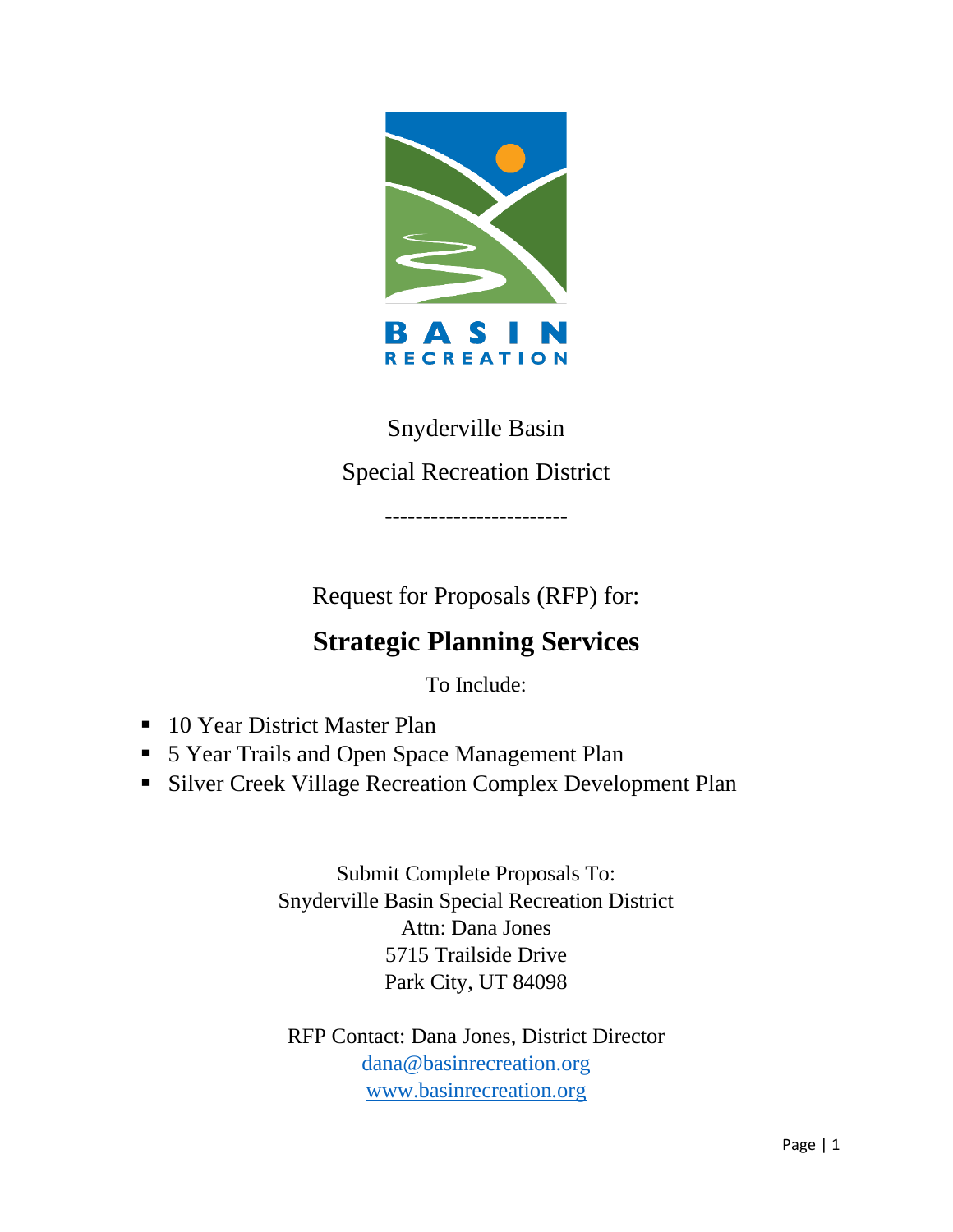BASIN RECREATION

Snyderville Basin

Special Recreation District

------------------------

Request for Proposals (RFP) for:

# Strategic Planning Services

To Include:

- 10 Year District Master Plan
- 5 Year Trails and Open Space Management Plan
- Silver Creek Village Recreation Complex Development Plan

Submit Complete Proposals To:
Snyderville Basin Special Recreation District
Attn: Dana Jones
5715 Trailside Drive
Park City, UT 84098

RFP Contact: Dana Jones, District Director
dana@basinrecreation.org
www.basinrecreation.org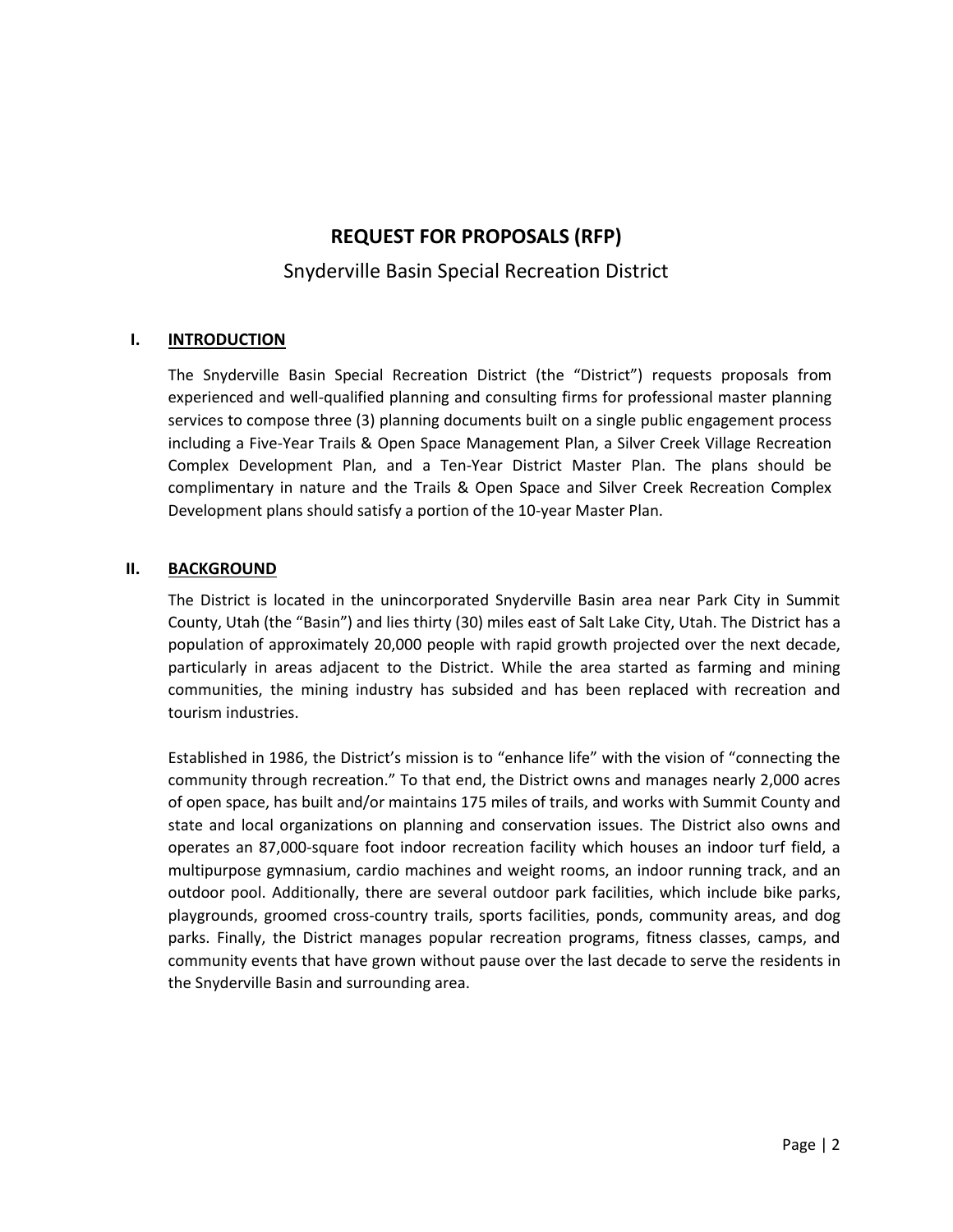# REQUEST FOR PROPOSALS (RFP)

Snyderville Basin Special Recreation District

## I. INTRODUCTION

The Snyderville Basin Special Recreation District (the "District") requests proposals from experienced and well-qualified planning and consulting firms for professional master planning services to compose three (3) planning documents built on a single public engagement process including a Five-Year Trails & Open Space Management Plan, a Silver Creek Village Recreation Complex Development Plan, and a Ten-Year District Master Plan. The plans should be complimentary in nature and the Trails & Open Space and Silver Creek Recreation Complex Development plans should satisfy a portion of the 10-year Master Plan.

## II. BACKGROUND

The District is located in the unincorporated Snyderville Basin area near Park City in Summit County, Utah (the "Basin") and lies thirty (30) miles east of Salt Lake City, Utah. The District has a population of approximately 20,000 people with rapid growth projected over the next decade, particularly in areas adjacent to the District. While the area started as farming and mining communities, the mining industry has subsided and has been replaced with recreation and tourism industries.

Established in 1986, the District's mission is to "enhance life" with the vision of "connecting the community through recreation." To that end, the District owns and manages nearly 2,000 acres of open space, has built and/or maintains 175 miles of trails, and works with Summit County and state and local organizations on planning and conservation issues. The District also owns and operates an 87,000-square foot indoor recreation facility which houses an indoor turf field, a multipurpose gymnasium, cardio machines and weight rooms, an indoor running track, and an outdoor pool. Additionally, there are several outdoor park facilities, which include bike parks, playgrounds, groomed cross-country trails, sports facilities, ponds, community areas, and dog parks. Finally, the District manages popular recreation programs, fitness classes, camps, and community events that have grown without pause over the last decade to serve the residents in the Snyderville Basin and surrounding area.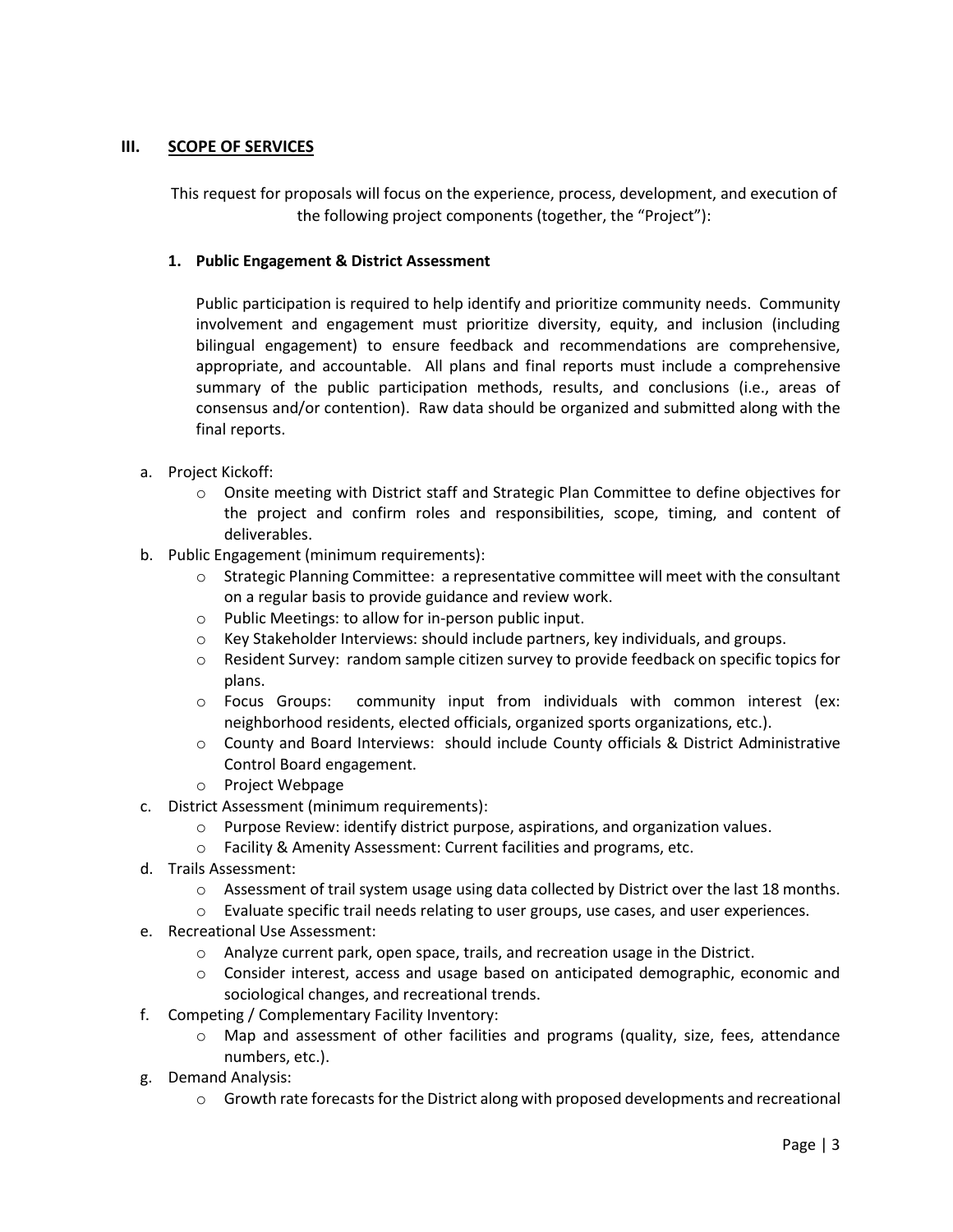## III. SCOPE OF SERVICES

This request for proposals will focus on the experience, process, development, and execution of the following project components (together, the "Project"):

### 1. Public Engagement & District Assessment

Public participation is required to help identify and prioritize community needs. Community involvement and engagement must prioritize diversity, equity, and inclusion (including bilingual engagement) to ensure feedback and recommendations are comprehensive, appropriate, and accountable. All plans and final reports must include a comprehensive summary of the public participation methods, results, and conclusions (i.e., areas of consensus and/or contention). Raw data should be organized and submitted along with the final reports.

a. Project Kickoff:
   - Onsite meeting with District staff and Strategic Plan Committee to define objectives for the project and confirm roles and responsibilities, scope, timing, and content of deliverables.

b. Public Engagement (minimum requirements):
   - Strategic Planning Committee: a representative committee will meet with the consultant on a regular basis to provide guidance and review work.
   - Public Meetings: to allow for in-person public input.
   - Key Stakeholder Interviews: should include partners, key individuals, and groups.
   - Resident Survey: random sample citizen survey to provide feedback on specific topics for plans.
   - Focus Groups: community input from individuals with common interest (ex: neighborhood residents, elected officials, organized sports organizations, etc.).
   - County and Board Interviews: should include County officials & District Administrative Control Board engagement.
   - Project Webpage

c. District Assessment (minimum requirements):
   - Purpose Review: identify district purpose, aspirations, and organization values.
   - Facility & Amenity Assessment: Current facilities and programs, etc.

d. Trails Assessment:
   - Assessment of trail system usage using data collected by District over the last 18 months.
   - Evaluate specific trail needs relating to user groups, use cases, and user experiences.

e. Recreational Use Assessment:
   - Analyze current park, open space, trails, and recreation usage in the District.
   - Consider interest, access and usage based on anticipated demographic, economic and sociological changes, and recreational trends.

f. Competing / Complementary Facility Inventory:
   - Map and assessment of other facilities and programs (quality, size, fees, attendance numbers, etc.).

g. Demand Analysis:
   - Growth rate forecasts for the District along with proposed developments and recreational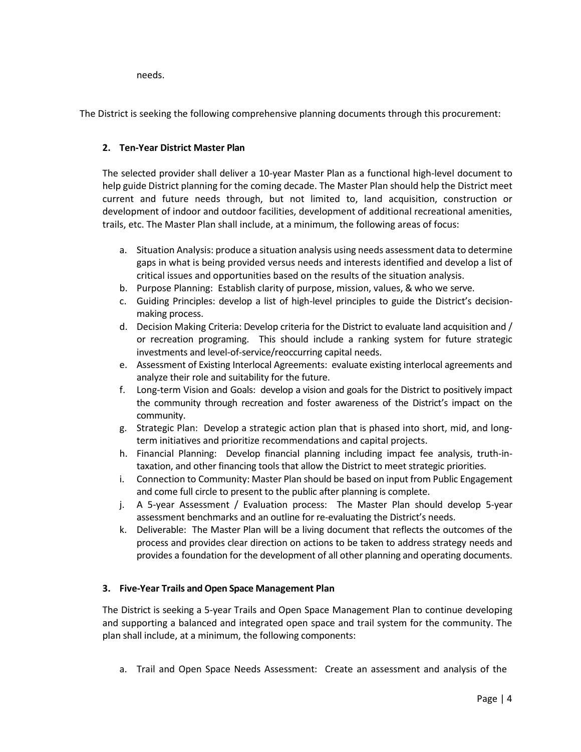needs.

The District is seeking the following comprehensive planning documents through this procurement:

**2. Ten-Year District Master Plan**

The selected provider shall deliver a 10-year Master Plan as a functional high-level document to help guide District planning for the coming decade. The Master Plan should help the District meet current and future needs through, but not limited to, land acquisition, construction or development of indoor and outdoor facilities, development of additional recreational amenities, trails, etc. The Master Plan shall include, at a minimum, the following areas of focus:

a. Situation Analysis: produce a situation analysis using needs assessment data to determine gaps in what is being provided versus needs and interests identified and develop a list of critical issues and opportunities based on the results of the situation analysis.
b. Purpose Planning: Establish clarity of purpose, mission, values, & who we serve.
c. Guiding Principles: develop a list of high-level principles to guide the District's decision-making process.
d. Decision Making Criteria: Develop criteria for the District to evaluate land acquisition and / or recreation programing. This should include a ranking system for future strategic investments and level-of-service/reoccurring capital needs.
e. Assessment of Existing Interlocal Agreements: evaluate existing interlocal agreements and analyze their role and suitability for the future.
f. Long-term Vision and Goals: develop a vision and goals for the District to positively impact the community through recreation and foster awareness of the District's impact on the community.
g. Strategic Plan: Develop a strategic action plan that is phased into short, mid, and long-term initiatives and prioritize recommendations and capital projects.
h. Financial Planning: Develop financial planning including impact fee analysis, truth-in-taxation, and other financing tools that allow the District to meet strategic priorities.
i. Connection to Community: Master Plan should be based on input from Public Engagement and come full circle to present to the public after planning is complete.
j. A 5-year Assessment / Evaluation process: The Master Plan should develop 5-year assessment benchmarks and an outline for re-evaluating the District's needs.
k. Deliverable: The Master Plan will be a living document that reflects the outcomes of the process and provides clear direction on actions to be taken to address strategy needs and provides a foundation for the development of all other planning and operating documents.

**3. Five-Year Trails and Open Space Management Plan**

The District is seeking a 5-year Trails and Open Space Management Plan to continue developing and supporting a balanced and integrated open space and trail system for the community. The plan shall include, at a minimum, the following components:

a. Trail and Open Space Needs Assessment: Create an assessment and analysis of the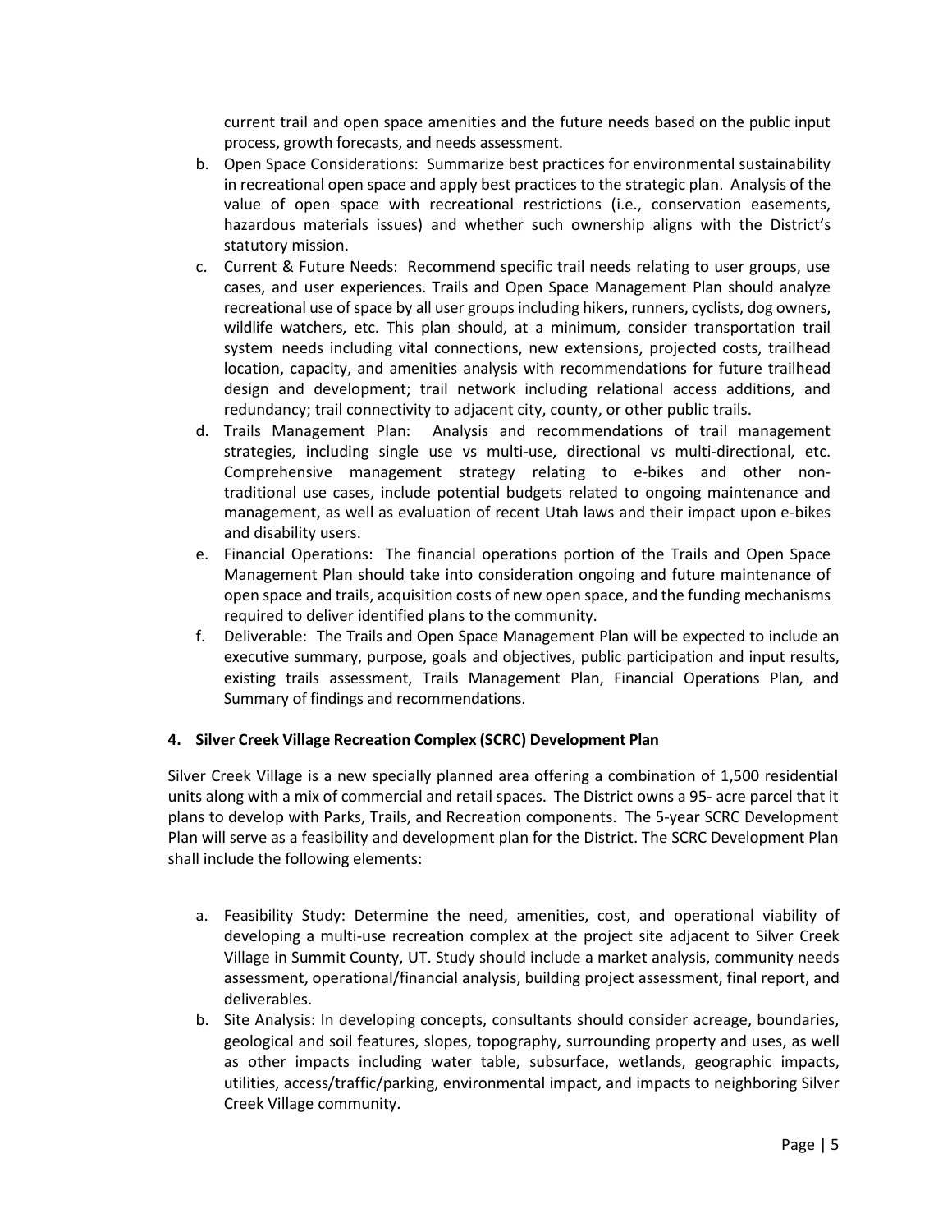current trail and open space amenities and the future needs based on the public input process, growth forecasts, and needs assessment.

b. Open Space Considerations: Summarize best practices for environmental sustainability in recreational open space and apply best practices to the strategic plan. Analysis of the value of open space with recreational restrictions (i.e., conservation easements, hazardous materials issues) and whether such ownership aligns with the District's statutory mission.

c. Current & Future Needs: Recommend specific trail needs relating to user groups, use cases, and user experiences. Trails and Open Space Management Plan should analyze recreational use of space by all user groups including hikers, runners, cyclists, dog owners, wildlife watchers, etc. This plan should, at a minimum, consider transportation trail system needs including vital connections, new extensions, projected costs, trailhead location, capacity, and amenities analysis with recommendations for future trailhead design and development; trail network including relational access additions, and redundancy; trail connectivity to adjacent city, county, or other public trails.

d. Trails Management Plan: Analysis and recommendations of trail management strategies, including single use vs multi-use, directional vs multi-directional, etc. Comprehensive management strategy relating to e-bikes and other non-traditional use cases, include potential budgets related to ongoing maintenance and management, as well as evaluation of recent Utah laws and their impact upon e-bikes and disability users.

e. Financial Operations: The financial operations portion of the Trails and Open Space Management Plan should take into consideration ongoing and future maintenance of open space and trails, acquisition costs of new open space, and the funding mechanisms required to deliver identified plans to the community.

f. Deliverable: The Trails and Open Space Management Plan will be expected to include an executive summary, purpose, goals and objectives, public participation and input results, existing trails assessment, Trails Management Plan, Financial Operations Plan, and Summary of findings and recommendations.

### 4. Silver Creek Village Recreation Complex (SCRC) Development Plan

Silver Creek Village is a new specially planned area offering a combination of 1,500 residential units along with a mix of commercial and retail spaces. The District owns a 95- acre parcel that it plans to develop with Parks, Trails, and Recreation components. The 5-year SCRC Development Plan will serve as a feasibility and development plan for the District. The SCRC Development Plan shall include the following elements:

a. Feasibility Study: Determine the need, amenities, cost, and operational viability of developing a multi-use recreation complex at the project site adjacent to Silver Creek Village in Summit County, UT. Study should include a market analysis, community needs assessment, operational/financial analysis, building project assessment, final report, and deliverables.

b. Site Analysis: In developing concepts, consultants should consider acreage, boundaries, geological and soil features, slopes, topography, surrounding property and uses, as well as other impacts including water table, subsurface, wetlands, geographic impacts, utilities, access/traffic/parking, environmental impact, and impacts to neighboring Silver Creek Village community.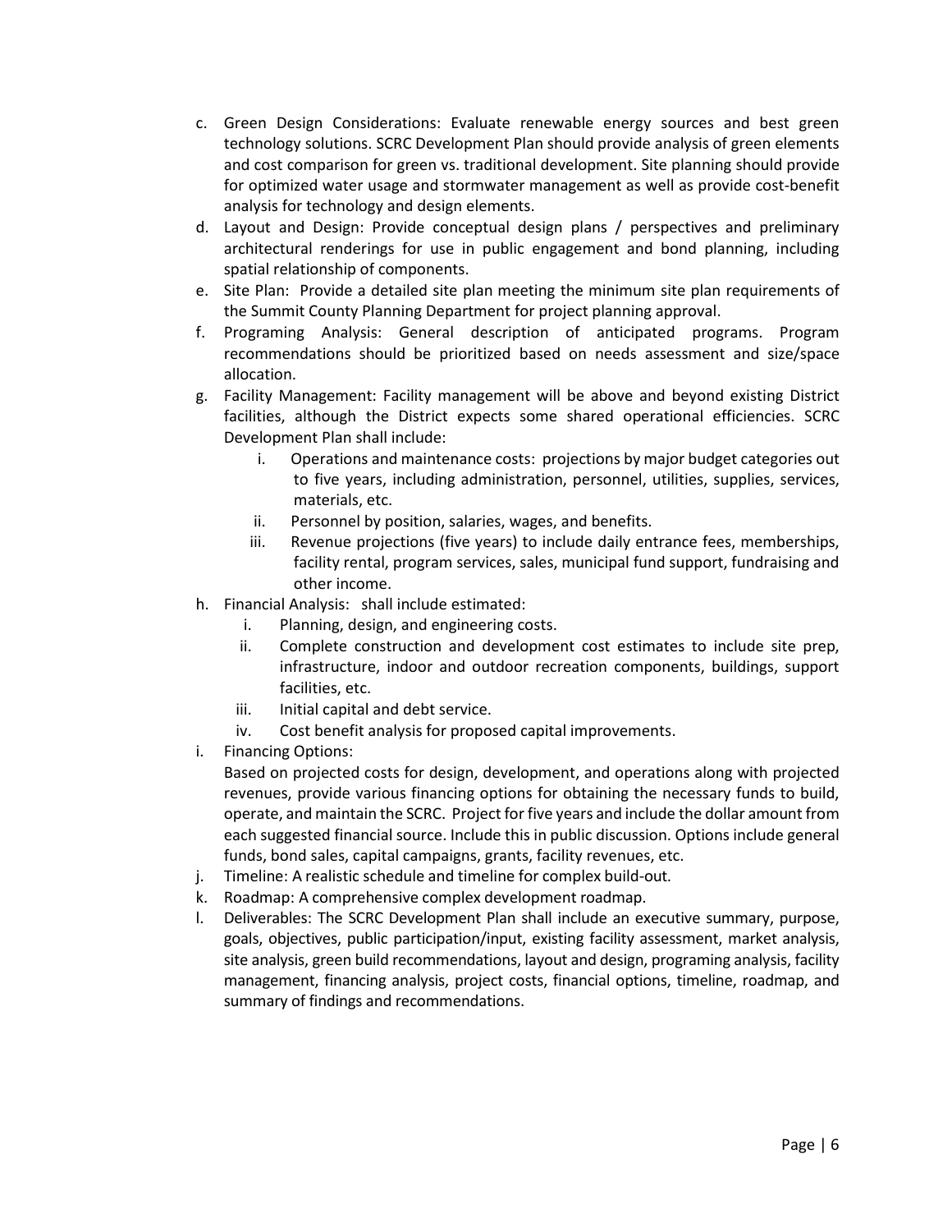c. Green Design Considerations: Evaluate renewable energy sources and best green technology solutions. SCRC Development Plan should provide analysis of green elements and cost comparison for green vs. traditional development. Site planning should provide for optimized water usage and stormwater management as well as provide cost-benefit analysis for technology and design elements.

d. Layout and Design: Provide conceptual design plans / perspectives and preliminary architectural renderings for use in public engagement and bond planning, including spatial relationship of components.

e. Site Plan: Provide a detailed site plan meeting the minimum site plan requirements of the Summit County Planning Department for project planning approval.

f. Programing Analysis: General description of anticipated programs. Program recommendations should be prioritized based on needs assessment and size/space allocation.

g. Facility Management: Facility management will be above and beyond existing District facilities, although the District expects some shared operational efficiencies. SCRC Development Plan shall include:

    i. Operations and maintenance costs: projections by major budget categories out to five years, including administration, personnel, utilities, supplies, services, materials, etc.

    ii. Personnel by position, salaries, wages, and benefits.

    iii. Revenue projections (five years) to include daily entrance fees, memberships, facility rental, program services, sales, municipal fund support, fundraising and other income.

h. Financial Analysis: shall include estimated:

    i. Planning, design, and engineering costs.

    ii. Complete construction and development cost estimates to include site prep, infrastructure, indoor and outdoor recreation components, buildings, support facilities, etc.

    iii. Initial capital and debt service.

    iv. Cost benefit analysis for proposed capital improvements.

i. Financing Options:
Based on projected costs for design, development, and operations along with projected revenues, provide various financing options for obtaining the necessary funds to build, operate, and maintain the SCRC. Project for five years and include the dollar amount from each suggested financial source. Include this in public discussion. Options include general funds, bond sales, capital campaigns, grants, facility revenues, etc.

j. Timeline: A realistic schedule and timeline for complex build-out.

k. Roadmap: A comprehensive complex development roadmap.

l. Deliverables: The SCRC Development Plan shall include an executive summary, purpose, goals, objectives, public participation/input, existing facility assessment, market analysis, site analysis, green build recommendations, layout and design, programing analysis, facility management, financing analysis, project costs, financial options, timeline, roadmap, and summary of findings and recommendations.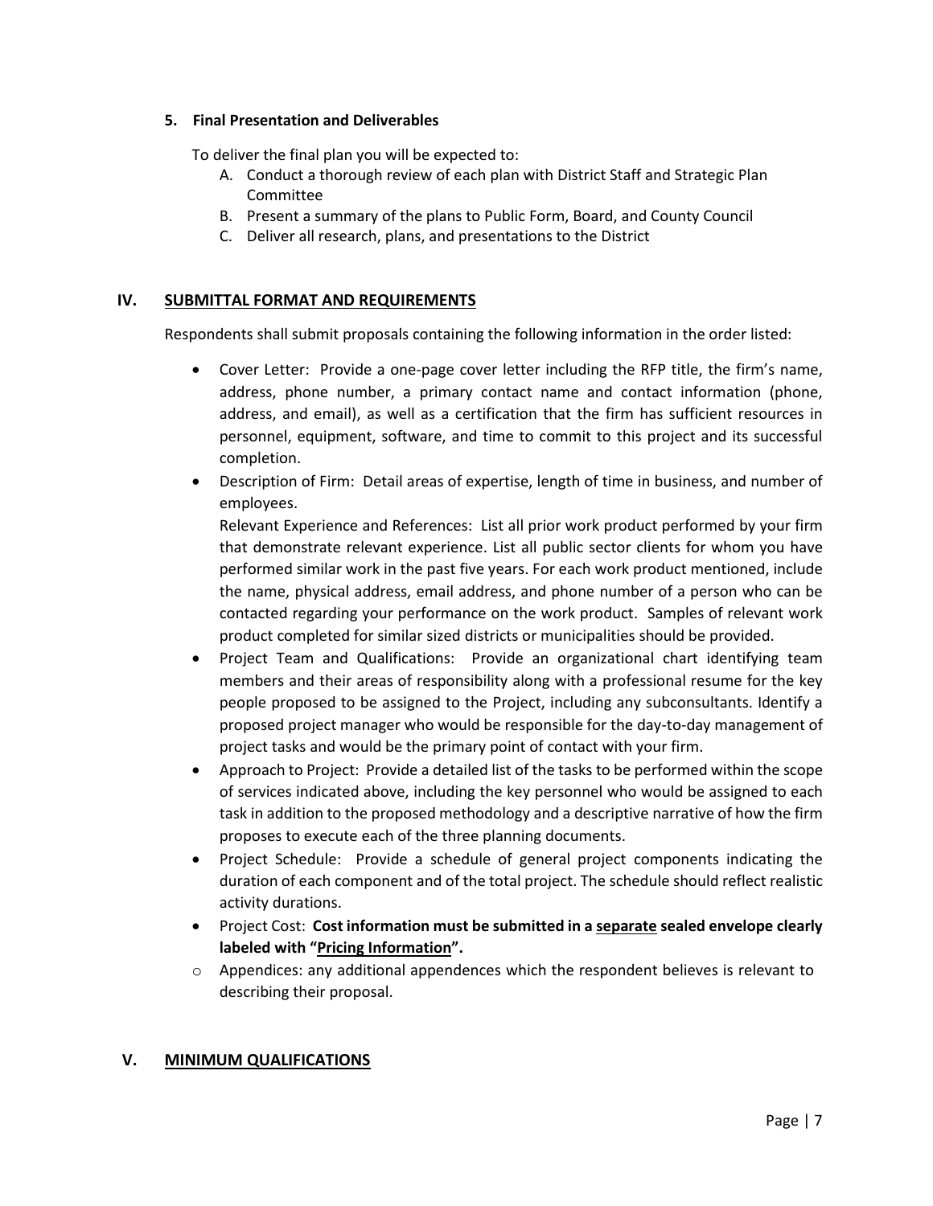**5. Final Presentation and Deliverables**

To deliver the final plan you will be expected to:

A. Conduct a thorough review of each plan with District Staff and Strategic Plan Committee
B. Present a summary of the plans to Public Form, Board, and County Council
C. Deliver all research, plans, and presentations to the District

## IV. SUBMITTAL FORMAT AND REQUIREMENTS

Respondents shall submit proposals containing the following information in the order listed:

- Cover Letter: Provide a one-page cover letter including the RFP title, the firm's name, address, phone number, a primary contact name and contact information (phone, address, and email), as well as a certification that the firm has sufficient resources in personnel, equipment, software, and time to commit to this project and its successful completion.
- Description of Firm: Detail areas of expertise, length of time in business, and number of employees.

  Relevant Experience and References: List all prior work product performed by your firm that demonstrate relevant experience. List all public sector clients for whom you have performed similar work in the past five years. For each work product mentioned, include the name, physical address, email address, and phone number of a person who can be contacted regarding your performance on the work product. Samples of relevant work product completed for similar sized districts or municipalities should be provided.
- Project Team and Qualifications: Provide an organizational chart identifying team members and their areas of responsibility along with a professional resume for the key people proposed to be assigned to the Project, including any subconsultants. Identify a proposed project manager who would be responsible for the day-to-day management of project tasks and would be the primary point of contact with your firm.
- Approach to Project: Provide a detailed list of the tasks to be performed within the scope of services indicated above, including the key personnel who would be assigned to each task in addition to the proposed methodology and a descriptive narrative of how the firm proposes to execute each of the three planning documents.
- Project Schedule: Provide a schedule of general project components indicating the duration of each component and of the total project. The schedule should reflect realistic activity durations.
- Project Cost: **Cost information must be submitted in a <u>separate</u> sealed envelope clearly labeled with "<u>Pricing Information</u>".**
  - Appendices: any additional appendences which the respondent believes is relevant to describing their proposal.

## V. MINIMUM QUALIFICATIONS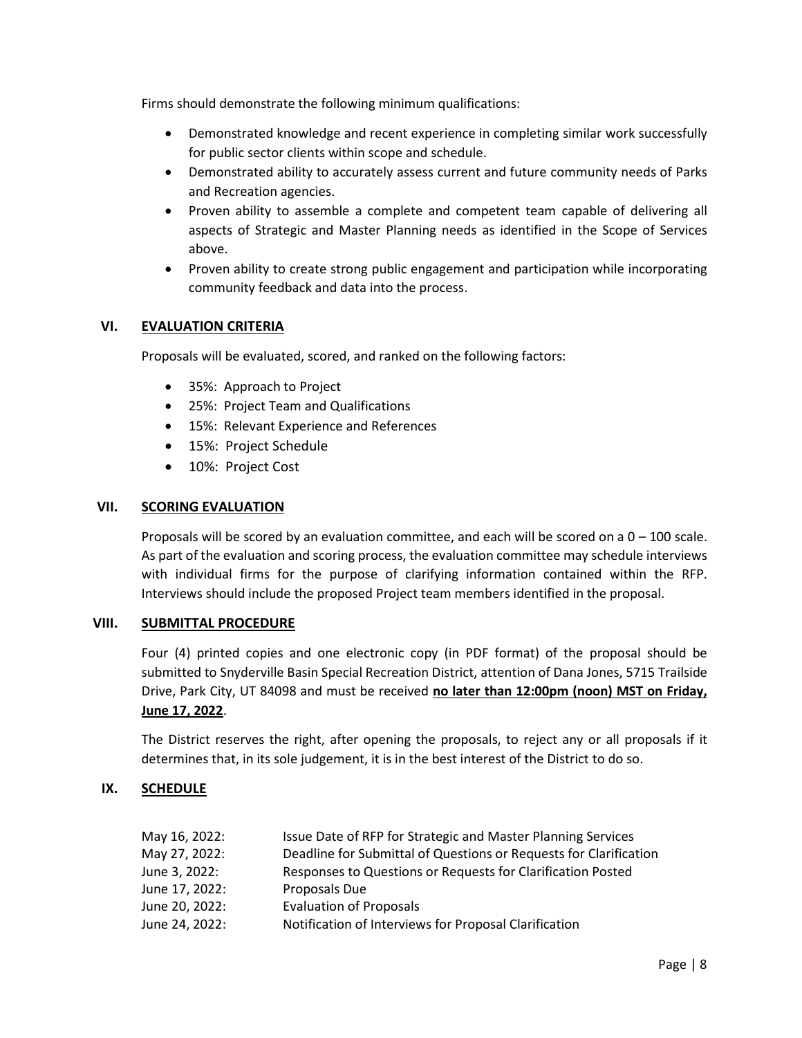Firms should demonstrate the following minimum qualifications:

- Demonstrated knowledge and recent experience in completing similar work successfully for public sector clients within scope and schedule.
- Demonstrated ability to accurately assess current and future community needs of Parks and Recreation agencies.
- Proven ability to assemble a complete and competent team capable of delivering all aspects of Strategic and Master Planning needs as identified in the Scope of Services above.
- Proven ability to create strong public engagement and participation while incorporating community feedback and data into the process.

## VI. EVALUATION CRITERIA

Proposals will be evaluated, scored, and ranked on the following factors:

- 35%: Approach to Project
- 25%: Project Team and Qualifications
- 15%: Relevant Experience and References
- 15%: Project Schedule
- 10%: Project Cost

## VII. SCORING EVALUATION

Proposals will be scored by an evaluation committee, and each will be scored on a 0 – 100 scale. As part of the evaluation and scoring process, the evaluation committee may schedule interviews with individual firms for the purpose of clarifying information contained within the RFP. Interviews should include the proposed Project team members identified in the proposal.

## VIII. SUBMITTAL PROCEDURE

Four (4) printed copies and one electronic copy (in PDF format) of the proposal should be submitted to Snyderville Basin Special Recreation District, attention of Dana Jones, 5715 Trailside Drive, Park City, UT 84098 and must be received **no later than 12:00pm (noon) MST on Friday, June 17, 2022**.

The District reserves the right, after opening the proposals, to reject any or all proposals if it determines that, in its sole judgement, it is in the best interest of the District to do so.

## IX. SCHEDULE

| | |
|---|---|
| May 16, 2022: | Issue Date of RFP for Strategic and Master Planning Services |
| May 27, 2022: | Deadline for Submittal of Questions or Requests for Clarification |
| June 3, 2022: | Responses to Questions or Requests for Clarification Posted |
| June 17, 2022: | Proposals Due |
| June 20, 2022: | Evaluation of Proposals |
| June 24, 2022: | Notification of Interviews for Proposal Clarification |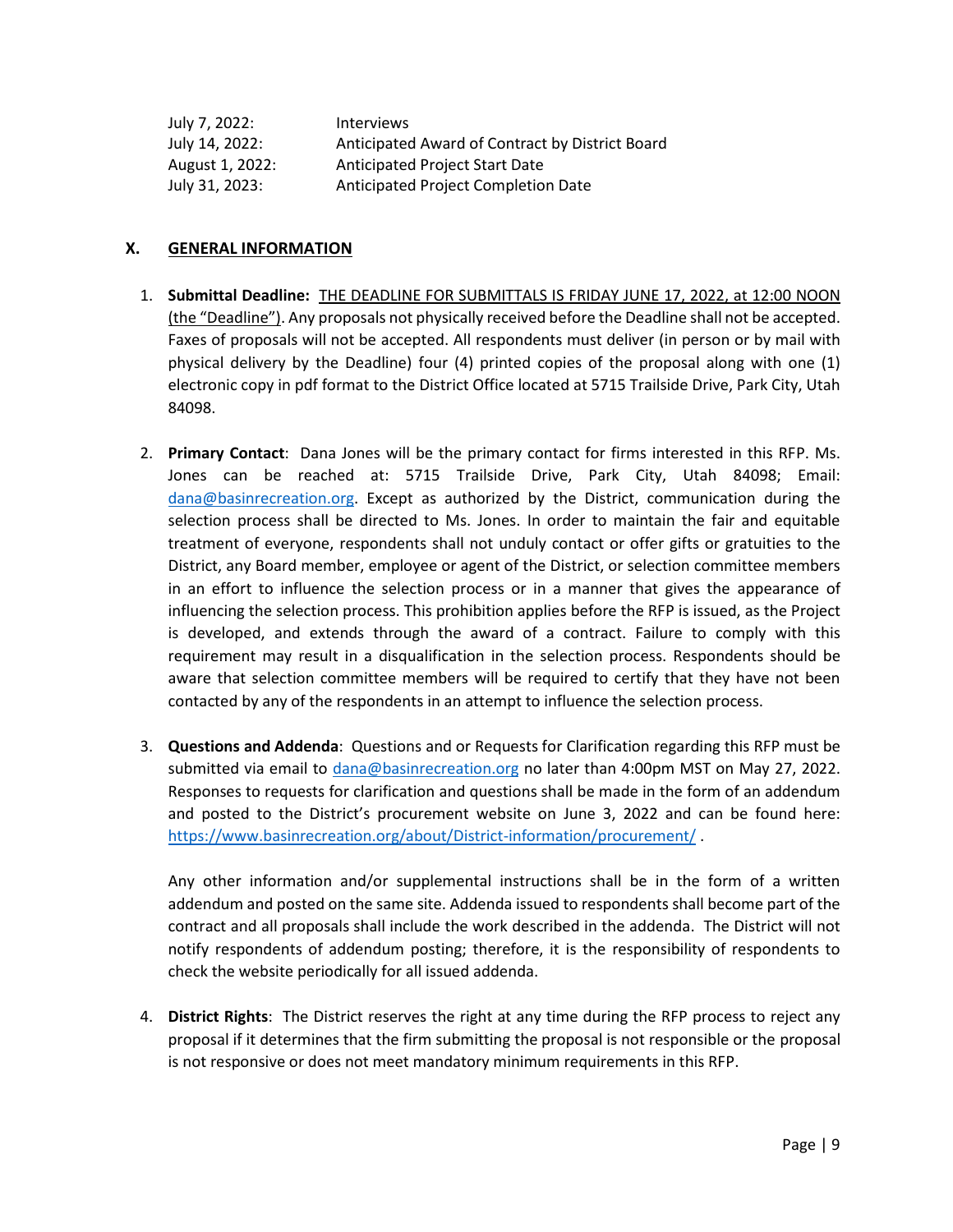| | |
|---|---|
| July 7, 2022: | Interviews |
| July 14, 2022: | Anticipated Award of Contract by District Board |
| August 1, 2022: | Anticipated Project Start Date |
| July 31, 2023: | Anticipated Project Completion Date |

## X. GENERAL INFORMATION

1. **Submittal Deadline:** THE DEADLINE FOR SUBMITTALS IS FRIDAY JUNE 17, 2022, at 12:00 NOON (the "Deadline"). Any proposals not physically received before the Deadline shall not be accepted. Faxes of proposals will not be accepted. All respondents must deliver (in person or by mail with physical delivery by the Deadline) four (4) printed copies of the proposal along with one (1) electronic copy in pdf format to the District Office located at 5715 Trailside Drive, Park City, Utah 84098.

2. **Primary Contact**: Dana Jones will be the primary contact for firms interested in this RFP. Ms. Jones can be reached at: 5715 Trailside Drive, Park City, Utah 84098; Email: dana@basinrecreation.org. Except as authorized by the District, communication during the selection process shall be directed to Ms. Jones. In order to maintain the fair and equitable treatment of everyone, respondents shall not unduly contact or offer gifts or gratuities to the District, any Board member, employee or agent of the District, or selection committee members in an effort to influence the selection process or in a manner that gives the appearance of influencing the selection process. This prohibition applies before the RFP is issued, as the Project is developed, and extends through the award of a contract. Failure to comply with this requirement may result in a disqualification in the selection process. Respondents should be aware that selection committee members will be required to certify that they have not been contacted by any of the respondents in an attempt to influence the selection process.

3. **Questions and Addenda**: Questions and or Requests for Clarification regarding this RFP must be submitted via email to dana@basinrecreation.org no later than 4:00pm MST on May 27, 2022. Responses to requests for clarification and questions shall be made in the form of an addendum and posted to the District's procurement website on June 3, 2022 and can be found here: https://www.basinrecreation.org/about/District-information/procurement/ .

   Any other information and/or supplemental instructions shall be in the form of a written addendum and posted on the same site. Addenda issued to respondents shall become part of the contract and all proposals shall include the work described in the addenda. The District will not notify respondents of addendum posting; therefore, it is the responsibility of respondents to check the website periodically for all issued addenda.

4. **District Rights**: The District reserves the right at any time during the RFP process to reject any proposal if it determines that the firm submitting the proposal is not responsible or the proposal is not responsive or does not meet mandatory minimum requirements in this RFP.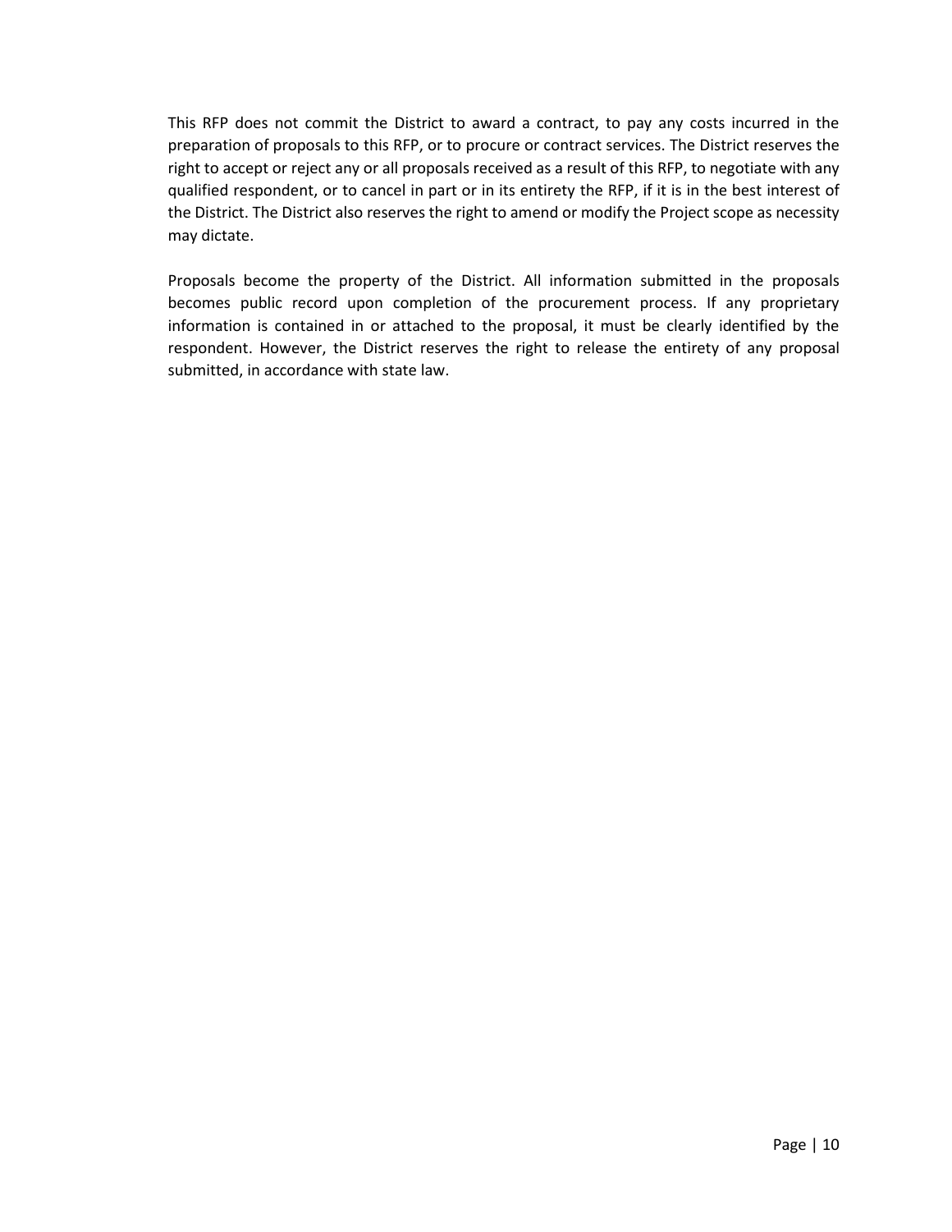This RFP does not commit the District to award a contract, to pay any costs incurred in the preparation of proposals to this RFP, or to procure or contract services. The District reserves the right to accept or reject any or all proposals received as a result of this RFP, to negotiate with any qualified respondent, or to cancel in part or in its entirety the RFP, if it is in the best interest of the District. The District also reserves the right to amend or modify the Project scope as necessity may dictate.

Proposals become the property of the District. All information submitted in the proposals becomes public record upon completion of the procurement process. If any proprietary information is contained in or attached to the proposal, it must be clearly identified by the respondent. However, the District reserves the right to release the entirety of any proposal submitted, in accordance with state law.